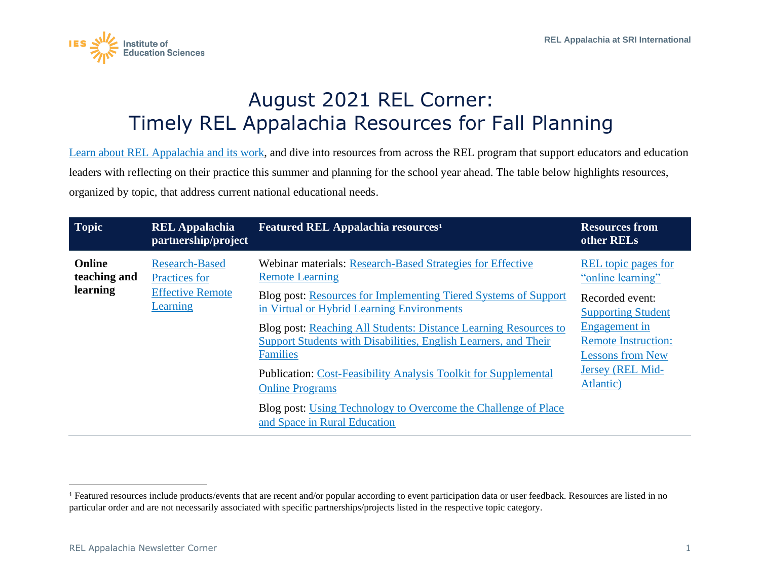# August 2021 REL Corner: Timely REL Appalachia Resources for Fall Planning

Learn about REL Appalachia and its work, and dive into resources from across the REL program that support educators and education leaders with reflecting on their practice this summer and planning for the school year ahead. The table below highlights resources, organized by topic, that address current national educational needs.

| Topic | REL Appalachia partnership/project | Featured REL Appalachia resources[1] | Resources from other RELs |
| --- | --- | --- | --- |
| **Online teaching and learning** | Research-Based Practices for Effective Remote Learning | Webinar materials: Research-Based Strategies for Effective Remote Learning<br><br>Blog post: Resources for Implementing Tiered Systems of Support in Virtual or Hybrid Learning Environments<br><br>Blog post: Reaching All Students: Distance Learning Resources to Support Students with Disabilities, English Learners, and Their Families<br><br>Publication: Cost-Feasibility Analysis Toolkit for Supplemental Online Programs<br><br>Blog post: Using Technology to Overcome the Challenge of Place and Space in Rural Education | REL topic pages for "online learning"<br><br>Recorded event: Supporting Student Engagement in Remote Instruction: Lessons from New Jersey (REL Mid-Atlantic) |

[1] Featured resources include products/events that are recent and/or popular according to event participation data or user feedback. Resources are listed in no particular order and are not necessarily associated with specific partnerships/projects listed in the respective topic category.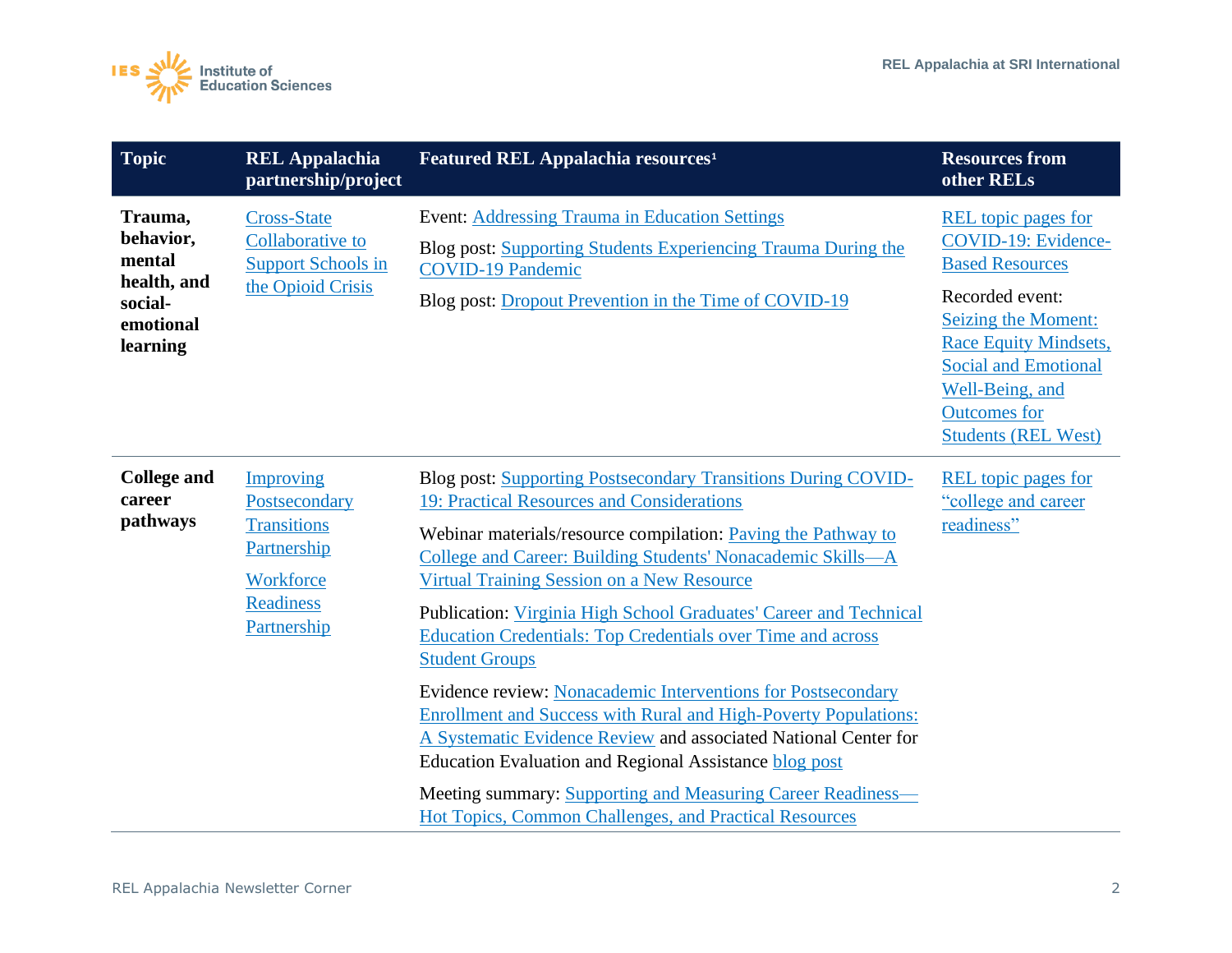| Topic | REL Appalachia partnership/project | Featured REL Appalachia resources[1] | Resources from other RELs |
|---|---|---|---|
| **Trauma, behavior, mental health, and social-emotional learning** | Cross-State Collaborative to Support Schools in the Opioid Crisis | Event: Addressing Trauma in Education Settings<br><br>Blog post: Supporting Students Experiencing Trauma During the COVID-19 Pandemic<br><br>Blog post: Dropout Prevention in the Time of COVID-19 | REL topic pages for COVID-19: Evidence-Based Resources<br><br>Recorded event: Seizing the Moment: Race Equity Mindsets, Social and Emotional Well-Being, and Outcomes for Students (REL West) |
| **College and career pathways** | Improving Postsecondary Transitions Partnership<br><br>Workforce Readiness Partnership | Blog post: Supporting Postsecondary Transitions During COVID-19: Practical Resources and Considerations<br><br>Webinar materials/resource compilation: Paving the Pathway to College and Career: Building Students' Nonacademic Skills—A Virtual Training Session on a New Resource<br><br>Publication: Virginia High School Graduates' Career and Technical Education Credentials: Top Credentials over Time and across Student Groups<br><br>Evidence review: Nonacademic Interventions for Postsecondary Enrollment and Success with Rural and High-Poverty Populations: A Systematic Evidence Review and associated National Center for Education Evaluation and Regional Assistance blog post<br><br>Meeting summary: Supporting and Measuring Career Readiness—Hot Topics, Common Challenges, and Practical Resources | REL topic pages for "college and career readiness" |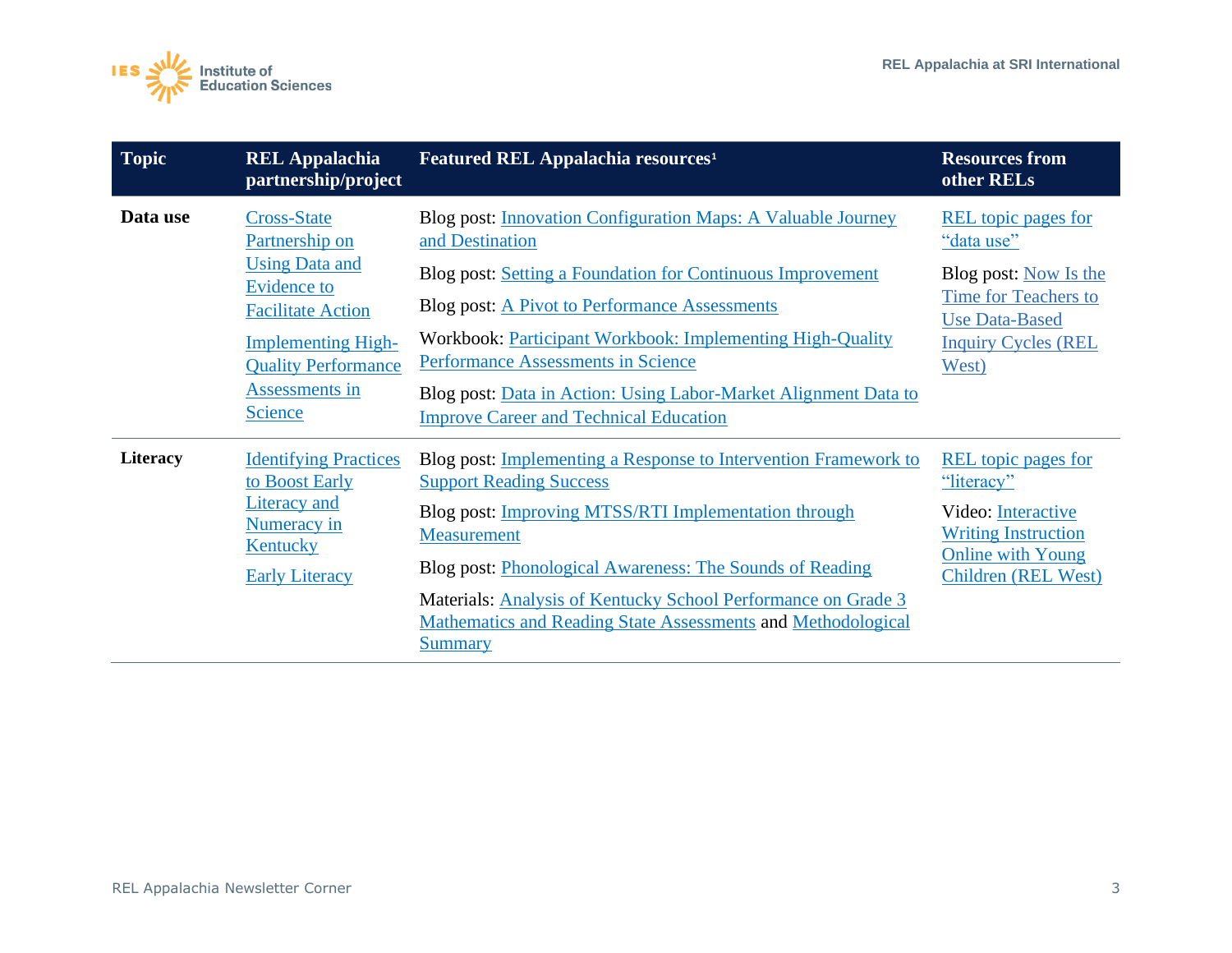| Topic | REL Appalachia partnership/project | Featured REL Appalachia resources[1] | Resources from other RELs |
|---|---|---|---|
| **Data use** | Cross-State Partnership on Using Data and Evidence to Facilitate Action<br><br>Implementing High-Quality Performance Assessments in Science | Blog post: Innovation Configuration Maps: A Valuable Journey and Destination<br><br>Blog post: Setting a Foundation for Continuous Improvement<br><br>Blog post: A Pivot to Performance Assessments<br><br>Workbook: Participant Workbook: Implementing High-Quality Performance Assessments in Science<br><br>Blog post: Data in Action: Using Labor-Market Alignment Data to Improve Career and Technical Education | REL topic pages for "data use"<br><br>Blog post: Now Is the Time for Teachers to Use Data-Based Inquiry Cycles (REL West) |
| **Literacy** | Identifying Practices to Boost Early Literacy and Numeracy in Kentucky<br><br>Early Literacy | Blog post: Implementing a Response to Intervention Framework to Support Reading Success<br><br>Blog post: Improving MTSS/RTI Implementation through Measurement<br><br>Blog post: Phonological Awareness: The Sounds of Reading<br><br>Materials: Analysis of Kentucky School Performance on Grade 3 Mathematics and Reading State Assessments and Methodological Summary | REL topic pages for "literacy"<br><br>Video: Interactive Writing Instruction Online with Young Children (REL West) |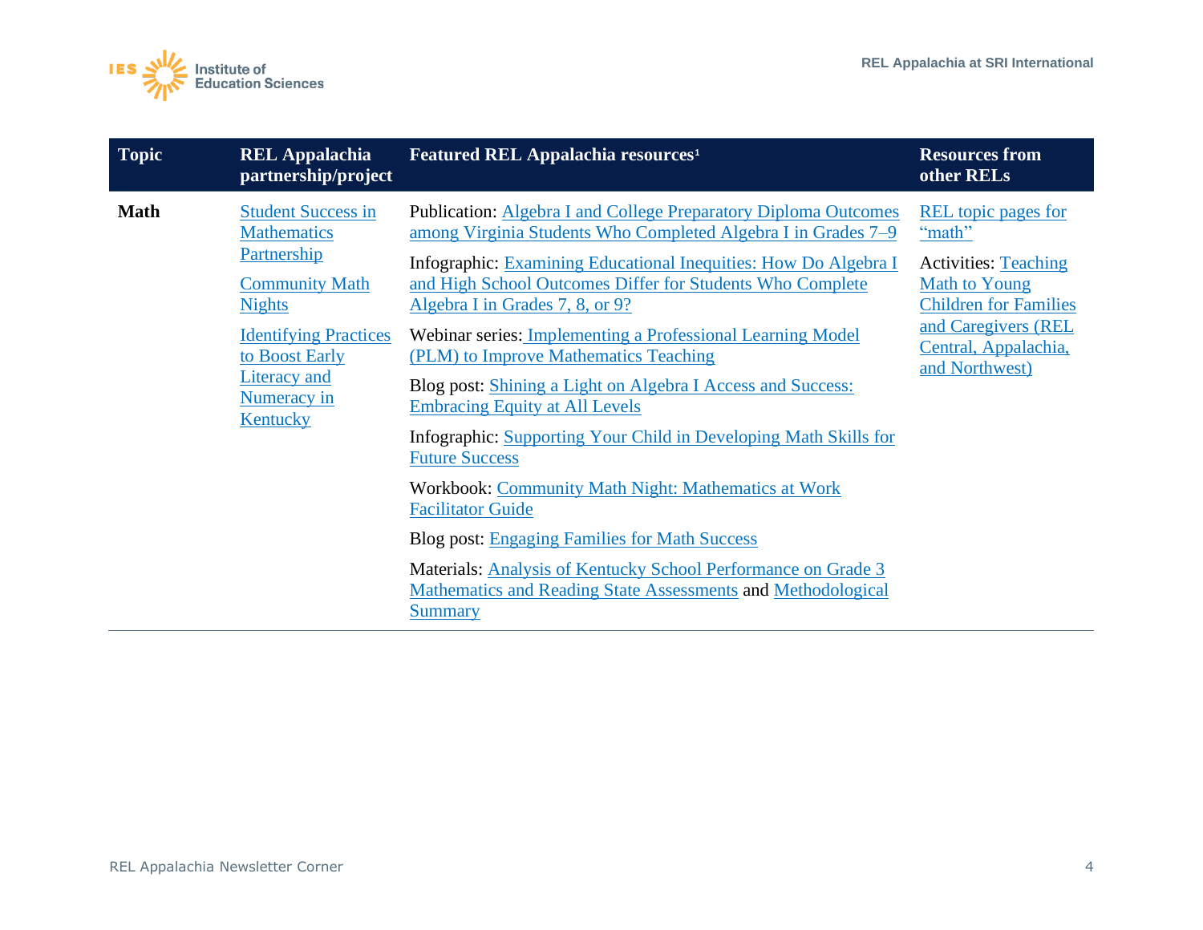| Topic | REL Appalachia partnership/project | Featured REL Appalachia resources[1] | Resources from other RELs |
|---|---|---|---|
| **Math** | Student Success in Mathematics Partnership<br><br>Community Math Nights<br><br>Identifying Practices to Boost Early Literacy and Numeracy in Kentucky | Publication: Algebra I and College Preparatory Diploma Outcomes among Virginia Students Who Completed Algebra I in Grades 7–9<br><br>Infographic: Examining Educational Inequities: How Do Algebra I and High School Outcomes Differ for Students Who Complete Algebra I in Grades 7, 8, or 9?<br><br>Webinar series: Implementing a Professional Learning Model (PLM) to Improve Mathematics Teaching<br><br>Blog post: Shining a Light on Algebra I Access and Success: Embracing Equity at All Levels<br><br>Infographic: Supporting Your Child in Developing Math Skills for Future Success<br><br>Workbook: Community Math Night: Mathematics at Work Facilitator Guide<br><br>Blog post: Engaging Families for Math Success<br><br>Materials: Analysis of Kentucky School Performance on Grade 3 Mathematics and Reading State Assessments and Methodological Summary | REL topic pages for "math"<br><br>Activities: Teaching Math to Young Children for Families and Caregivers (REL Central, Appalachia, and Northwest) |